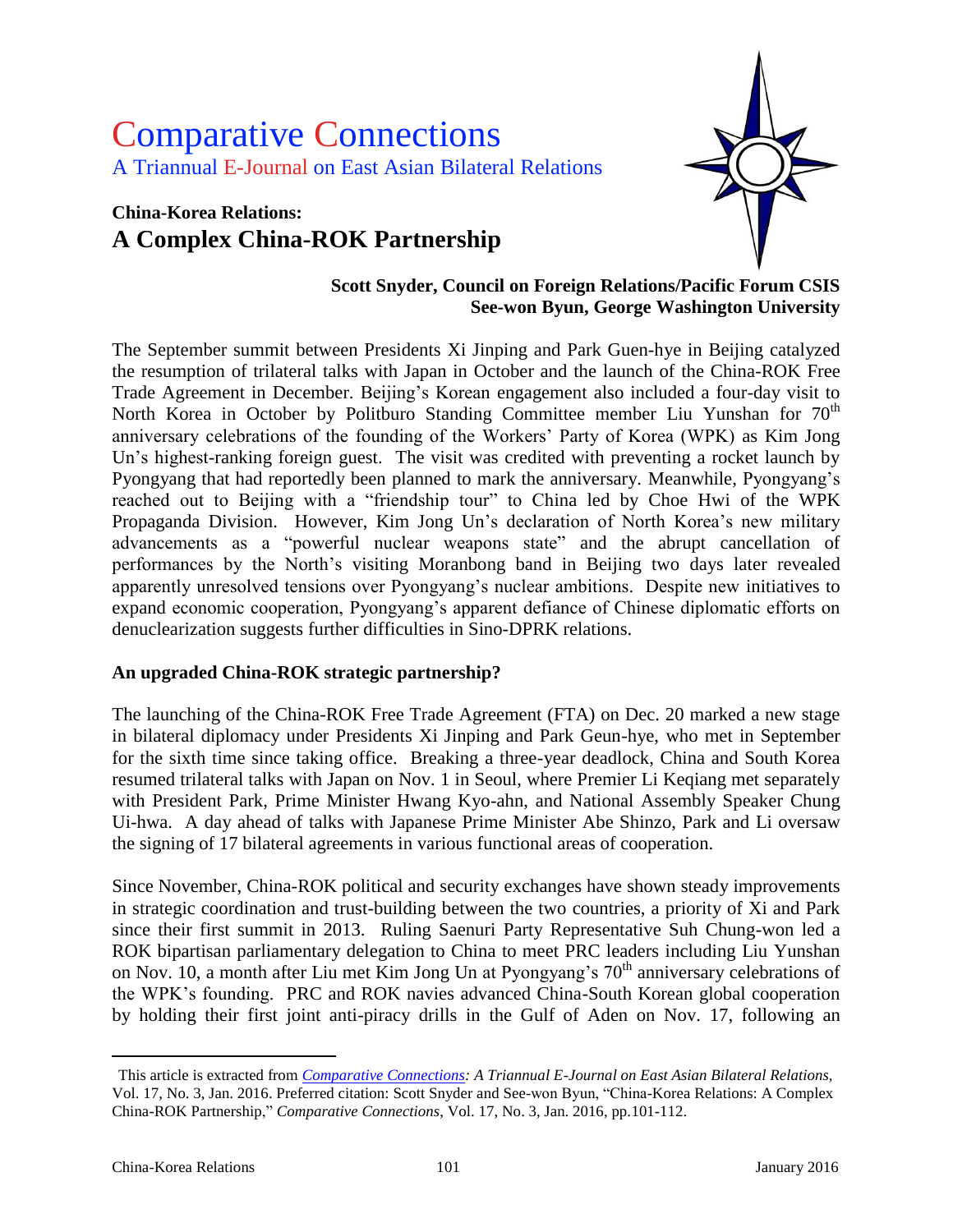# Comparative Connections

A Triannual E-Journal on East Asian Bilateral Relations

## China-Korea Relations:
## A Complex China-ROK Partnership

**Scott Snyder, Council on Foreign Relations/Pacific Forum CSIS**
**See-won Byun, George Washington University**

The September summit between Presidents Xi Jinping and Park Guen-hye in Beijing catalyzed the resumption of trilateral talks with Japan in October and the launch of the China-ROK Free Trade Agreement in December. Beijing's Korean engagement also included a four-day visit to North Korea in October by Politburo Standing Committee member Liu Yunshan for 70th anniversary celebrations of the founding of the Workers' Party of Korea (WPK) as Kim Jong Un's highest-ranking foreign guest. The visit was credited with preventing a rocket launch by Pyongyang that had reportedly been planned to mark the anniversary. Meanwhile, Pyongyang's reached out to Beijing with a "friendship tour" to China led by Choe Hwi of the WPK Propaganda Division. However, Kim Jong Un's declaration of North Korea's new military advancements as a "powerful nuclear weapons state" and the abrupt cancellation of performances by the North's visiting Moranbong band in Beijing two days later revealed apparently unresolved tensions over Pyongyang's nuclear ambitions. Despite new initiatives to expand economic cooperation, Pyongyang's apparent defiance of Chinese diplomatic efforts on denuclearization suggests further difficulties in Sino-DPRK relations.

### An upgraded China-ROK strategic partnership?

The launching of the China-ROK Free Trade Agreement (FTA) on Dec. 20 marked a new stage in bilateral diplomacy under Presidents Xi Jinping and Park Geun-hye, who met in September for the sixth time since taking office. Breaking a three-year deadlock, China and South Korea resumed trilateral talks with Japan on Nov. 1 in Seoul, where Premier Li Keqiang met separately with President Park, Prime Minister Hwang Kyo-ahn, and National Assembly Speaker Chung Ui-hwa. A day ahead of talks with Japanese Prime Minister Abe Shinzo, Park and Li oversaw the signing of 17 bilateral agreements in various functional areas of cooperation.

Since November, China-ROK political and security exchanges have shown steady improvements in strategic coordination and trust-building between the two countries, a priority of Xi and Park since their first summit in 2013. Ruling Saenuri Party Representative Suh Chung-won led a ROK bipartisan parliamentary delegation to China to meet PRC leaders including Liu Yunshan on Nov. 10, a month after Liu met Kim Jong Un at Pyongyang's 70th anniversary celebrations of the WPK's founding. PRC and ROK navies advanced China-South Korean global cooperation by holding their first joint anti-piracy drills in the Gulf of Aden on Nov. 17, following an

---

This article is extracted from *Comparative Connections: A Triannual E-Journal on East Asian Bilateral Relations*, Vol. 17, No. 3, Jan. 2016. Preferred citation: Scott Snyder and See-won Byun, "China-Korea Relations: A Complex China-ROK Partnership," *Comparative Connections*, Vol. 17, No. 3, Jan. 2016, pp.101-112.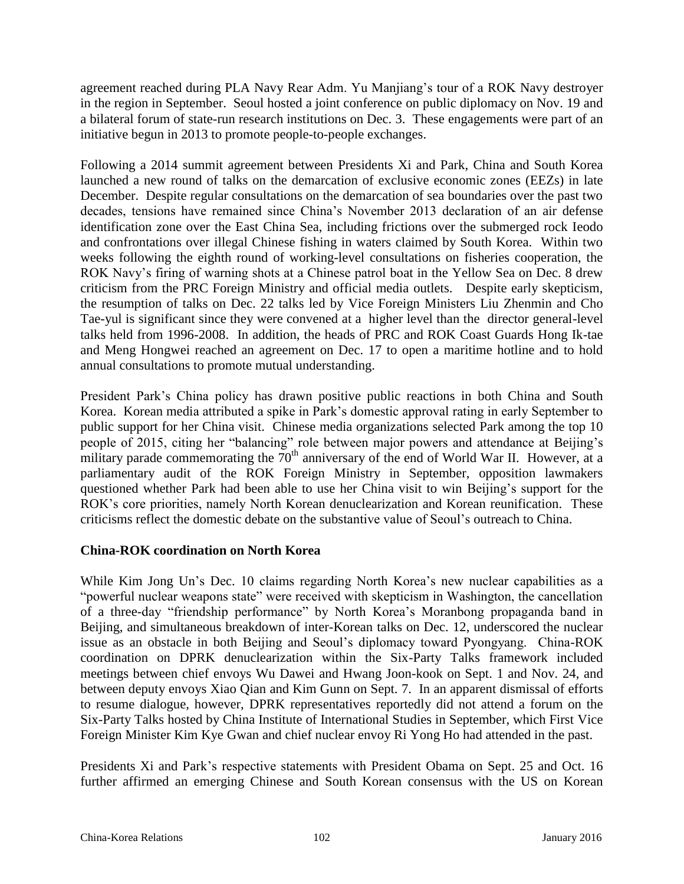agreement reached during PLA Navy Rear Adm. Yu Manjiang's tour of a ROK Navy destroyer in the region in September. Seoul hosted a joint conference on public diplomacy on Nov. 19 and a bilateral forum of state-run research institutions on Dec. 3. These engagements were part of an initiative begun in 2013 to promote people-to-people exchanges.

Following a 2014 summit agreement between Presidents Xi and Park, China and South Korea launched a new round of talks on the demarcation of exclusive economic zones (EEZs) in late December. Despite regular consultations on the demarcation of sea boundaries over the past two decades, tensions have remained since China's November 2013 declaration of an air defense identification zone over the East China Sea, including frictions over the submerged rock Ieodo and confrontations over illegal Chinese fishing in waters claimed by South Korea. Within two weeks following the eighth round of working-level consultations on fisheries cooperation, the ROK Navy's firing of warning shots at a Chinese patrol boat in the Yellow Sea on Dec. 8 drew criticism from the PRC Foreign Ministry and official media outlets. Despite early skepticism, the resumption of talks on Dec. 22 talks led by Vice Foreign Ministers Liu Zhenmin and Cho Tae-yul is significant since they were convened at a higher level than the director general-level talks held from 1996-2008. In addition, the heads of PRC and ROK Coast Guards Hong Ik-tae and Meng Hongwei reached an agreement on Dec. 17 to open a maritime hotline and to hold annual consultations to promote mutual understanding.

President Park's China policy has drawn positive public reactions in both China and South Korea. Korean media attributed a spike in Park's domestic approval rating in early September to public support for her China visit. Chinese media organizations selected Park among the top 10 people of 2015, citing her "balancing" role between major powers and attendance at Beijing's military parade commemorating the 70th anniversary of the end of World War II. However, at a parliamentary audit of the ROK Foreign Ministry in September, opposition lawmakers questioned whether Park had been able to use her China visit to win Beijing's support for the ROK's core priorities, namely North Korean denuclearization and Korean reunification. These criticisms reflect the domestic debate on the substantive value of Seoul's outreach to China.

## China-ROK coordination on North Korea

While Kim Jong Un's Dec. 10 claims regarding North Korea's new nuclear capabilities as a "powerful nuclear weapons state" were received with skepticism in Washington, the cancellation of a three-day "friendship performance" by North Korea's Moranbong propaganda band in Beijing, and simultaneous breakdown of inter-Korean talks on Dec. 12, underscored the nuclear issue as an obstacle in both Beijing and Seoul's diplomacy toward Pyongyang. China-ROK coordination on DPRK denuclearization within the Six-Party Talks framework included meetings between chief envoys Wu Dawei and Hwang Joon-kook on Sept. 1 and Nov. 24, and between deputy envoys Xiao Qian and Kim Gunn on Sept. 7. In an apparent dismissal of efforts to resume dialogue, however, DPRK representatives reportedly did not attend a forum on the Six-Party Talks hosted by China Institute of International Studies in September, which First Vice Foreign Minister Kim Kye Gwan and chief nuclear envoy Ri Yong Ho had attended in the past.

Presidents Xi and Park's respective statements with President Obama on Sept. 25 and Oct. 16 further affirmed an emerging Chinese and South Korean consensus with the US on Korean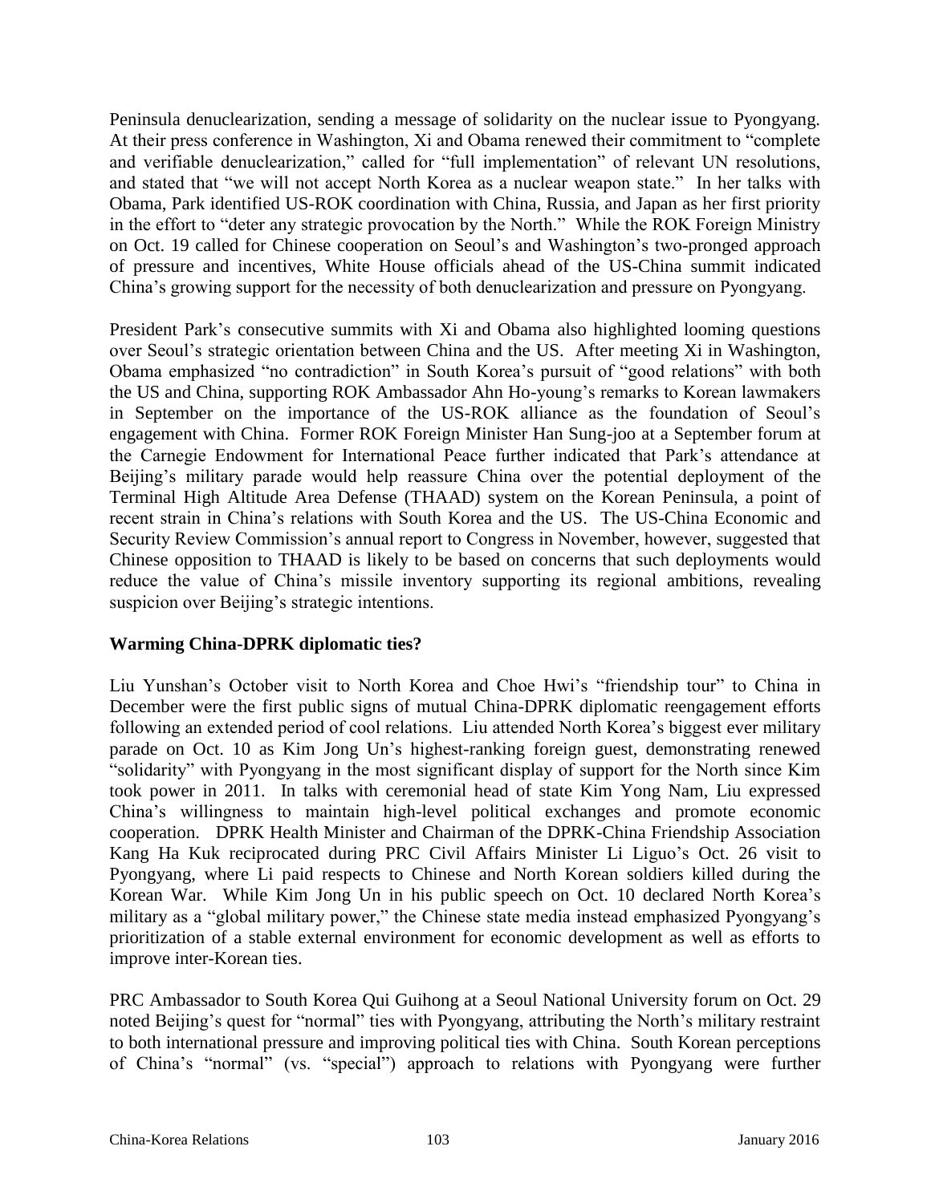Peninsula denuclearization, sending a message of solidarity on the nuclear issue to Pyongyang. At their press conference in Washington, Xi and Obama renewed their commitment to "complete and verifiable denuclearization," called for "full implementation" of relevant UN resolutions, and stated that "we will not accept North Korea as a nuclear weapon state." In her talks with Obama, Park identified US-ROK coordination with China, Russia, and Japan as her first priority in the effort to "deter any strategic provocation by the North." While the ROK Foreign Ministry on Oct. 19 called for Chinese cooperation on Seoul's and Washington's two-pronged approach of pressure and incentives, White House officials ahead of the US-China summit indicated China's growing support for the necessity of both denuclearization and pressure on Pyongyang.

President Park's consecutive summits with Xi and Obama also highlighted looming questions over Seoul's strategic orientation between China and the US. After meeting Xi in Washington, Obama emphasized "no contradiction" in South Korea's pursuit of "good relations" with both the US and China, supporting ROK Ambassador Ahn Ho-young's remarks to Korean lawmakers in September on the importance of the US-ROK alliance as the foundation of Seoul's engagement with China. Former ROK Foreign Minister Han Sung-joo at a September forum at the Carnegie Endowment for International Peace further indicated that Park's attendance at Beijing's military parade would help reassure China over the potential deployment of the Terminal High Altitude Area Defense (THAAD) system on the Korean Peninsula, a point of recent strain in China's relations with South Korea and the US. The US-China Economic and Security Review Commission's annual report to Congress in November, however, suggested that Chinese opposition to THAAD is likely to be based on concerns that such deployments would reduce the value of China's missile inventory supporting its regional ambitions, revealing suspicion over Beijing's strategic intentions.

**Warming China-DPRK diplomatic ties?**

Liu Yunshan's October visit to North Korea and Choe Hwi's "friendship tour" to China in December were the first public signs of mutual China-DPRK diplomatic reengagement efforts following an extended period of cool relations. Liu attended North Korea's biggest ever military parade on Oct. 10 as Kim Jong Un's highest-ranking foreign guest, demonstrating renewed "solidarity" with Pyongyang in the most significant display of support for the North since Kim took power in 2011. In talks with ceremonial head of state Kim Yong Nam, Liu expressed China's willingness to maintain high-level political exchanges and promote economic cooperation. DPRK Health Minister and Chairman of the DPRK-China Friendship Association Kang Ha Kuk reciprocated during PRC Civil Affairs Minister Li Liguo's Oct. 26 visit to Pyongyang, where Li paid respects to Chinese and North Korean soldiers killed during the Korean War. While Kim Jong Un in his public speech on Oct. 10 declared North Korea's military as a "global military power," the Chinese state media instead emphasized Pyongyang's prioritization of a stable external environment for economic development as well as efforts to improve inter-Korean ties.

PRC Ambassador to South Korea Qui Guihong at a Seoul National University forum on Oct. 29 noted Beijing's quest for "normal" ties with Pyongyang, attributing the North's military restraint to both international pressure and improving political ties with China. South Korean perceptions of China's "normal" (vs. "special") approach to relations with Pyongyang were further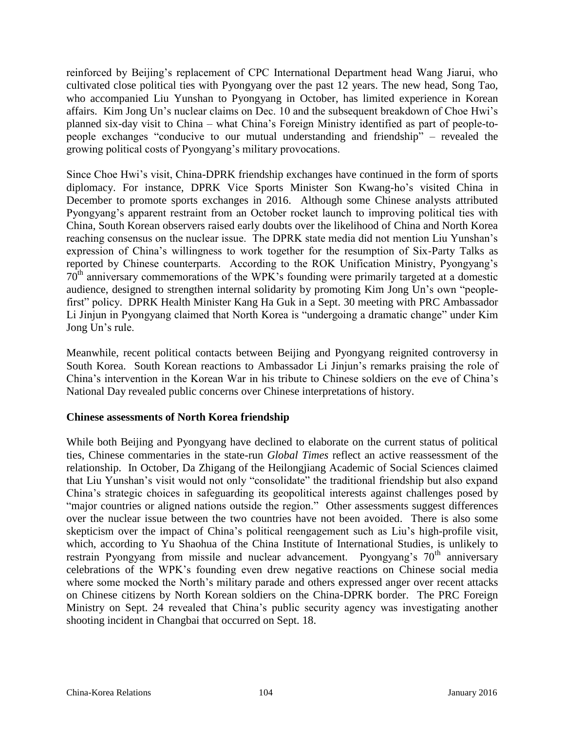reinforced by Beijing's replacement of CPC International Department head Wang Jiarui, who cultivated close political ties with Pyongyang over the past 12 years. The new head, Song Tao, who accompanied Liu Yunshan to Pyongyang in October, has limited experience in Korean affairs. Kim Jong Un's nuclear claims on Dec. 10 and the subsequent breakdown of Choe Hwi's planned six-day visit to China – what China's Foreign Ministry identified as part of people-to-people exchanges "conducive to our mutual understanding and friendship" – revealed the growing political costs of Pyongyang's military provocations.

Since Choe Hwi's visit, China-DPRK friendship exchanges have continued in the form of sports diplomacy. For instance, DPRK Vice Sports Minister Son Kwang-ho's visited China in December to promote sports exchanges in 2016. Although some Chinese analysts attributed Pyongyang's apparent restraint from an October rocket launch to improving political ties with China, South Korean observers raised early doubts over the likelihood of China and North Korea reaching consensus on the nuclear issue. The DPRK state media did not mention Liu Yunshan's expression of China's willingness to work together for the resumption of Six-Party Talks as reported by Chinese counterparts. According to the ROK Unification Ministry, Pyongyang's 70th anniversary commemorations of the WPK's founding were primarily targeted at a domestic audience, designed to strengthen internal solidarity by promoting Kim Jong Un's own "people-first" policy. DPRK Health Minister Kang Ha Guk in a Sept. 30 meeting with PRC Ambassador Li Jinjun in Pyongyang claimed that North Korea is "undergoing a dramatic change" under Kim Jong Un's rule.

Meanwhile, recent political contacts between Beijing and Pyongyang reignited controversy in South Korea. South Korean reactions to Ambassador Li Jinjun's remarks praising the role of China's intervention in the Korean War in his tribute to Chinese soldiers on the eve of China's National Day revealed public concerns over Chinese interpretations of history.

**Chinese assessments of North Korea friendship**

While both Beijing and Pyongyang have declined to elaborate on the current status of political ties, Chinese commentaries in the state-run *Global Times* reflect an active reassessment of the relationship. In October, Da Zhigang of the Heilongjiang Academic of Social Sciences claimed that Liu Yunshan's visit would not only "consolidate" the traditional friendship but also expand China's strategic choices in safeguarding its geopolitical interests against challenges posed by "major countries or aligned nations outside the region." Other assessments suggest differences over the nuclear issue between the two countries have not been avoided. There is also some skepticism over the impact of China's political reengagement such as Liu's high-profile visit, which, according to Yu Shaohua of the China Institute of International Studies, is unlikely to restrain Pyongyang from missile and nuclear advancement. Pyongyang's 70th anniversary celebrations of the WPK's founding even drew negative reactions on Chinese social media where some mocked the North's military parade and others expressed anger over recent attacks on Chinese citizens by North Korean soldiers on the China-DPRK border. The PRC Foreign Ministry on Sept. 24 revealed that China's public security agency was investigating another shooting incident in Changbai that occurred on Sept. 18.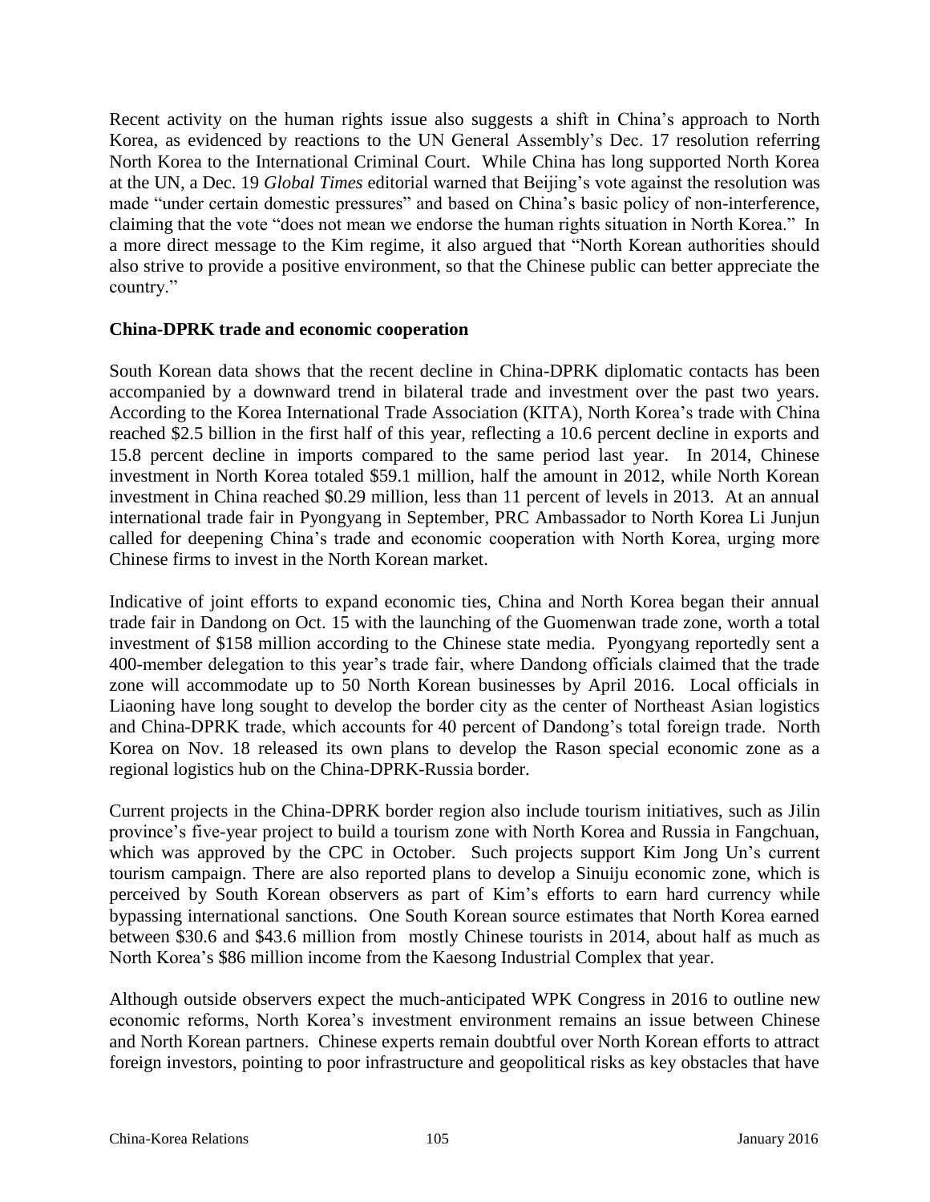Recent activity on the human rights issue also suggests a shift in China's approach to North Korea, as evidenced by reactions to the UN General Assembly's Dec. 17 resolution referring North Korea to the International Criminal Court. While China has long supported North Korea at the UN, a Dec. 19 *Global Times* editorial warned that Beijing's vote against the resolution was made "under certain domestic pressures" and based on China's basic policy of non-interference, claiming that the vote "does not mean we endorse the human rights situation in North Korea." In a more direct message to the Kim regime, it also argued that "North Korean authorities should also strive to provide a positive environment, so that the Chinese public can better appreciate the country."

**China-DPRK trade and economic cooperation**

South Korean data shows that the recent decline in China-DPRK diplomatic contacts has been accompanied by a downward trend in bilateral trade and investment over the past two years. According to the Korea International Trade Association (KITA), North Korea's trade with China reached $2.5 billion in the first half of this year, reflecting a 10.6 percent decline in exports and 15.8 percent decline in imports compared to the same period last year. In 2014, Chinese investment in North Korea totaled $59.1 million, half the amount in 2012, while North Korean investment in China reached $0.29 million, less than 11 percent of levels in 2013. At an annual international trade fair in Pyongyang in September, PRC Ambassador to North Korea Li Junjun called for deepening China's trade and economic cooperation with North Korea, urging more Chinese firms to invest in the North Korean market.

Indicative of joint efforts to expand economic ties, China and North Korea began their annual trade fair in Dandong on Oct. 15 with the launching of the Guomenwan trade zone, worth a total investment of $158 million according to the Chinese state media. Pyongyang reportedly sent a 400-member delegation to this year's trade fair, where Dandong officials claimed that the trade zone will accommodate up to 50 North Korean businesses by April 2016. Local officials in Liaoning have long sought to develop the border city as the center of Northeast Asian logistics and China-DPRK trade, which accounts for 40 percent of Dandong's total foreign trade. North Korea on Nov. 18 released its own plans to develop the Rason special economic zone as a regional logistics hub on the China-DPRK-Russia border.

Current projects in the China-DPRK border region also include tourism initiatives, such as Jilin province's five-year project to build a tourism zone with North Korea and Russia in Fangchuan, which was approved by the CPC in October. Such projects support Kim Jong Un's current tourism campaign. There are also reported plans to develop a Sinuiju economic zone, which is perceived by South Korean observers as part of Kim's efforts to earn hard currency while bypassing international sanctions. One South Korean source estimates that North Korea earned between $30.6 and $43.6 million from mostly Chinese tourists in 2014, about half as much as North Korea's $86 million income from the Kaesong Industrial Complex that year.

Although outside observers expect the much-anticipated WPK Congress in 2016 to outline new economic reforms, North Korea's investment environment remains an issue between Chinese and North Korean partners. Chinese experts remain doubtful over North Korean efforts to attract foreign investors, pointing to poor infrastructure and geopolitical risks as key obstacles that have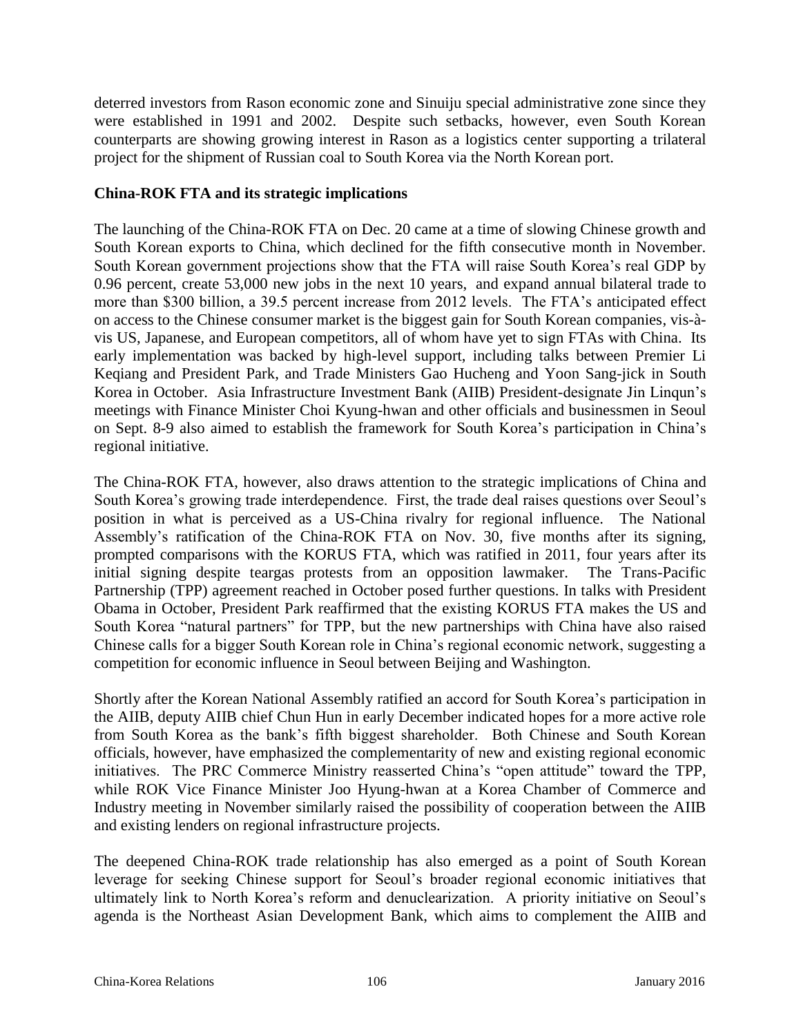deterred investors from Rason economic zone and Sinuiju special administrative zone since they were established in 1991 and 2002. Despite such setbacks, however, even South Korean counterparts are showing growing interest in Rason as a logistics center supporting a trilateral project for the shipment of Russian coal to South Korea via the North Korean port.

**China-ROK FTA and its strategic implications**

The launching of the China-ROK FTA on Dec. 20 came at a time of slowing Chinese growth and South Korean exports to China, which declined for the fifth consecutive month in November. South Korean government projections show that the FTA will raise South Korea's real GDP by 0.96 percent, create 53,000 new jobs in the next 10 years, and expand annual bilateral trade to more than $300 billion, a 39.5 percent increase from 2012 levels. The FTA's anticipated effect on access to the Chinese consumer market is the biggest gain for South Korean companies, vis-à-vis US, Japanese, and European competitors, all of whom have yet to sign FTAs with China. Its early implementation was backed by high-level support, including talks between Premier Li Keqiang and President Park, and Trade Ministers Gao Hucheng and Yoon Sang-jick in South Korea in October. Asia Infrastructure Investment Bank (AIIB) President-designate Jin Linqun's meetings with Finance Minister Choi Kyung-hwan and other officials and businessmen in Seoul on Sept. 8-9 also aimed to establish the framework for South Korea's participation in China's regional initiative.

The China-ROK FTA, however, also draws attention to the strategic implications of China and South Korea's growing trade interdependence. First, the trade deal raises questions over Seoul's position in what is perceived as a US-China rivalry for regional influence. The National Assembly's ratification of the China-ROK FTA on Nov. 30, five months after its signing, prompted comparisons with the KORUS FTA, which was ratified in 2011, four years after its initial signing despite teargas protests from an opposition lawmaker. The Trans-Pacific Partnership (TPP) agreement reached in October posed further questions. In talks with President Obama in October, President Park reaffirmed that the existing KORUS FTA makes the US and South Korea "natural partners" for TPP, but the new partnerships with China have also raised Chinese calls for a bigger South Korean role in China's regional economic network, suggesting a competition for economic influence in Seoul between Beijing and Washington.

Shortly after the Korean National Assembly ratified an accord for South Korea's participation in the AIIB, deputy AIIB chief Chun Hun in early December indicated hopes for a more active role from South Korea as the bank's fifth biggest shareholder. Both Chinese and South Korean officials, however, have emphasized the complementarity of new and existing regional economic initiatives. The PRC Commerce Ministry reasserted China's "open attitude" toward the TPP, while ROK Vice Finance Minister Joo Hyung-hwan at a Korea Chamber of Commerce and Industry meeting in November similarly raised the possibility of cooperation between the AIIB and existing lenders on regional infrastructure projects.

The deepened China-ROK trade relationship has also emerged as a point of South Korean leverage for seeking Chinese support for Seoul's broader regional economic initiatives that ultimately link to North Korea's reform and denuclearization. A priority initiative on Seoul's agenda is the Northeast Asian Development Bank, which aims to complement the AIIB and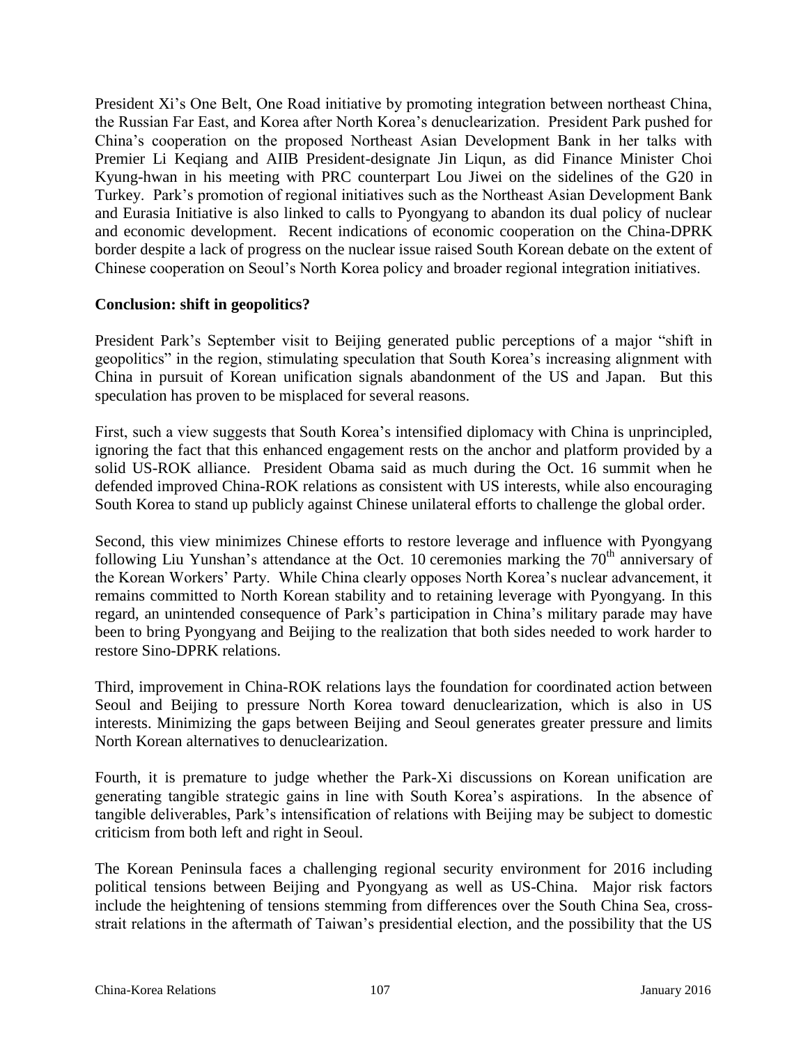President Xi's One Belt, One Road initiative by promoting integration between northeast China, the Russian Far East, and Korea after North Korea's denuclearization. President Park pushed for China's cooperation on the proposed Northeast Asian Development Bank in her talks with Premier Li Keqiang and AIIB President-designate Jin Liqun, as did Finance Minister Choi Kyung-hwan in his meeting with PRC counterpart Lou Jiwei on the sidelines of the G20 in Turkey. Park's promotion of regional initiatives such as the Northeast Asian Development Bank and Eurasia Initiative is also linked to calls to Pyongyang to abandon its dual policy of nuclear and economic development. Recent indications of economic cooperation on the China-DPRK border despite a lack of progress on the nuclear issue raised South Korean debate on the extent of Chinese cooperation on Seoul's North Korea policy and broader regional integration initiatives.

**Conclusion: shift in geopolitics?**

President Park's September visit to Beijing generated public perceptions of a major "shift in geopolitics" in the region, stimulating speculation that South Korea's increasing alignment with China in pursuit of Korean unification signals abandonment of the US and Japan. But this speculation has proven to be misplaced for several reasons.

First, such a view suggests that South Korea's intensified diplomacy with China is unprincipled, ignoring the fact that this enhanced engagement rests on the anchor and platform provided by a solid US-ROK alliance. President Obama said as much during the Oct. 16 summit when he defended improved China-ROK relations as consistent with US interests, while also encouraging South Korea to stand up publicly against Chinese unilateral efforts to challenge the global order.

Second, this view minimizes Chinese efforts to restore leverage and influence with Pyongyang following Liu Yunshan's attendance at the Oct. 10 ceremonies marking the 70th anniversary of the Korean Workers' Party. While China clearly opposes North Korea's nuclear advancement, it remains committed to North Korean stability and to retaining leverage with Pyongyang. In this regard, an unintended consequence of Park's participation in China's military parade may have been to bring Pyongyang and Beijing to the realization that both sides needed to work harder to restore Sino-DPRK relations.

Third, improvement in China-ROK relations lays the foundation for coordinated action between Seoul and Beijing to pressure North Korea toward denuclearization, which is also in US interests. Minimizing the gaps between Beijing and Seoul generates greater pressure and limits North Korean alternatives to denuclearization.

Fourth, it is premature to judge whether the Park-Xi discussions on Korean unification are generating tangible strategic gains in line with South Korea's aspirations. In the absence of tangible deliverables, Park's intensification of relations with Beijing may be subject to domestic criticism from both left and right in Seoul.

The Korean Peninsula faces a challenging regional security environment for 2016 including political tensions between Beijing and Pyongyang as well as US-China. Major risk factors include the heightening of tensions stemming from differences over the South China Sea, cross-strait relations in the aftermath of Taiwan's presidential election, and the possibility that the US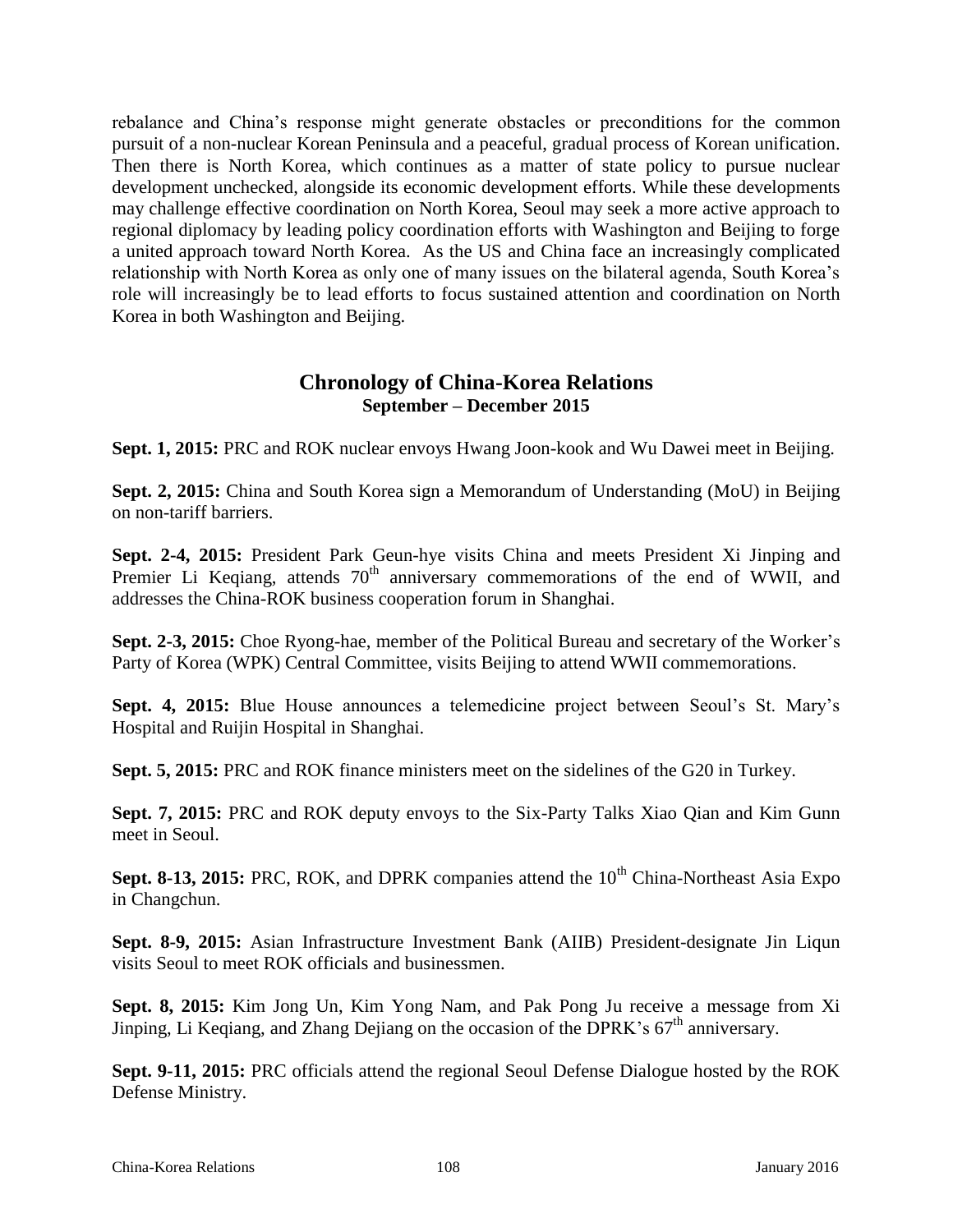rebalance and China's response might generate obstacles or preconditions for the common pursuit of a non-nuclear Korean Peninsula and a peaceful, gradual process of Korean unification. Then there is North Korea, which continues as a matter of state policy to pursue nuclear development unchecked, alongside its economic development efforts. While these developments may challenge effective coordination on North Korea, Seoul may seek a more active approach to regional diplomacy by leading policy coordination efforts with Washington and Beijing to forge a united approach toward North Korea. As the US and China face an increasingly complicated relationship with North Korea as only one of many issues on the bilateral agenda, South Korea's role will increasingly be to lead efforts to focus sustained attention and coordination on North Korea in both Washington and Beijing.

## Chronology of China-Korea Relations
### September – December 2015

**Sept. 1, 2015:** PRC and ROK nuclear envoys Hwang Joon-kook and Wu Dawei meet in Beijing.

**Sept. 2, 2015:** China and South Korea sign a Memorandum of Understanding (MoU) in Beijing on non-tariff barriers.

**Sept. 2-4, 2015:** President Park Geun-hye visits China and meets President Xi Jinping and Premier Li Keqiang, attends 70th anniversary commemorations of the end of WWII, and addresses the China-ROK business cooperation forum in Shanghai.

**Sept. 2-3, 2015:** Choe Ryong-hae, member of the Political Bureau and secretary of the Worker's Party of Korea (WPK) Central Committee, visits Beijing to attend WWII commemorations.

**Sept. 4, 2015:** Blue House announces a telemedicine project between Seoul's St. Mary's Hospital and Ruijin Hospital in Shanghai.

**Sept. 5, 2015:** PRC and ROK finance ministers meet on the sidelines of the G20 in Turkey.

**Sept. 7, 2015:** PRC and ROK deputy envoys to the Six-Party Talks Xiao Qian and Kim Gunn meet in Seoul.

**Sept. 8-13, 2015:** PRC, ROK, and DPRK companies attend the 10th China-Northeast Asia Expo in Changchun.

**Sept. 8-9, 2015:** Asian Infrastructure Investment Bank (AIIB) President-designate Jin Liqun visits Seoul to meet ROK officials and businessmen.

**Sept. 8, 2015:** Kim Jong Un, Kim Yong Nam, and Pak Pong Ju receive a message from Xi Jinping, Li Keqiang, and Zhang Dejiang on the occasion of the DPRK's 67th anniversary.

**Sept. 9-11, 2015:** PRC officials attend the regional Seoul Defense Dialogue hosted by the ROK Defense Ministry.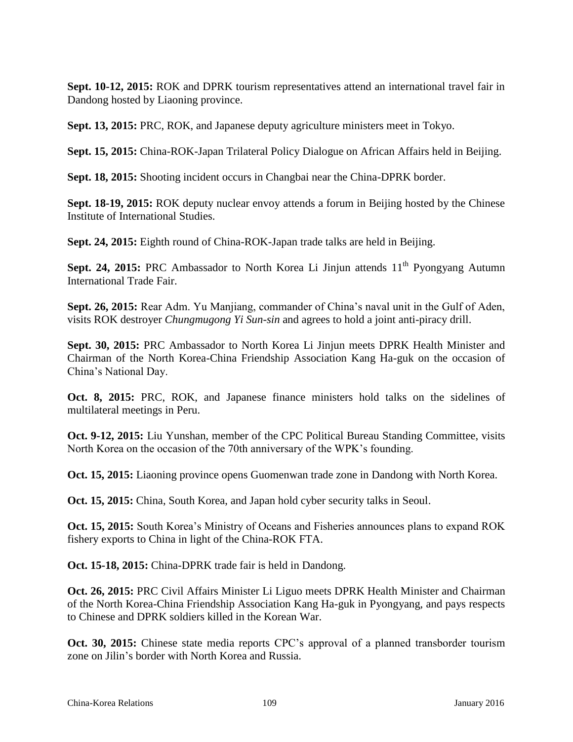**Sept. 10-12, 2015:** ROK and DPRK tourism representatives attend an international travel fair in Dandong hosted by Liaoning province.

**Sept. 13, 2015:** PRC, ROK, and Japanese deputy agriculture ministers meet in Tokyo.

**Sept. 15, 2015:** China-ROK-Japan Trilateral Policy Dialogue on African Affairs held in Beijing.

**Sept. 18, 2015:** Shooting incident occurs in Changbai near the China-DPRK border.

**Sept. 18-19, 2015:** ROK deputy nuclear envoy attends a forum in Beijing hosted by the Chinese Institute of International Studies.

**Sept. 24, 2015:** Eighth round of China-ROK-Japan trade talks are held in Beijing.

**Sept. 24, 2015:** PRC Ambassador to North Korea Li Jinjun attends 11th Pyongyang Autumn International Trade Fair.

**Sept. 26, 2015:** Rear Adm. Yu Manjiang, commander of China's naval unit in the Gulf of Aden, visits ROK destroyer *Chungmugong Yi Sun-sin* and agrees to hold a joint anti-piracy drill.

**Sept. 30, 2015:** PRC Ambassador to North Korea Li Jinjun meets DPRK Health Minister and Chairman of the North Korea-China Friendship Association Kang Ha-guk on the occasion of China's National Day.

**Oct. 8, 2015:** PRC, ROK, and Japanese finance ministers hold talks on the sidelines of multilateral meetings in Peru.

**Oct. 9-12, 2015:** Liu Yunshan, member of the CPC Political Bureau Standing Committee, visits North Korea on the occasion of the 70th anniversary of the WPK's founding.

**Oct. 15, 2015:** Liaoning province opens Guomenwan trade zone in Dandong with North Korea.

**Oct. 15, 2015:** China, South Korea, and Japan hold cyber security talks in Seoul.

**Oct. 15, 2015:** South Korea's Ministry of Oceans and Fisheries announces plans to expand ROK fishery exports to China in light of the China-ROK FTA.

**Oct. 15-18, 2015:** China-DPRK trade fair is held in Dandong.

**Oct. 26, 2015:** PRC Civil Affairs Minister Li Liguo meets DPRK Health Minister and Chairman of the North Korea-China Friendship Association Kang Ha-guk in Pyongyang, and pays respects to Chinese and DPRK soldiers killed in the Korean War.

**Oct. 30, 2015:** Chinese state media reports CPC's approval of a planned transborder tourism zone on Jilin's border with North Korea and Russia.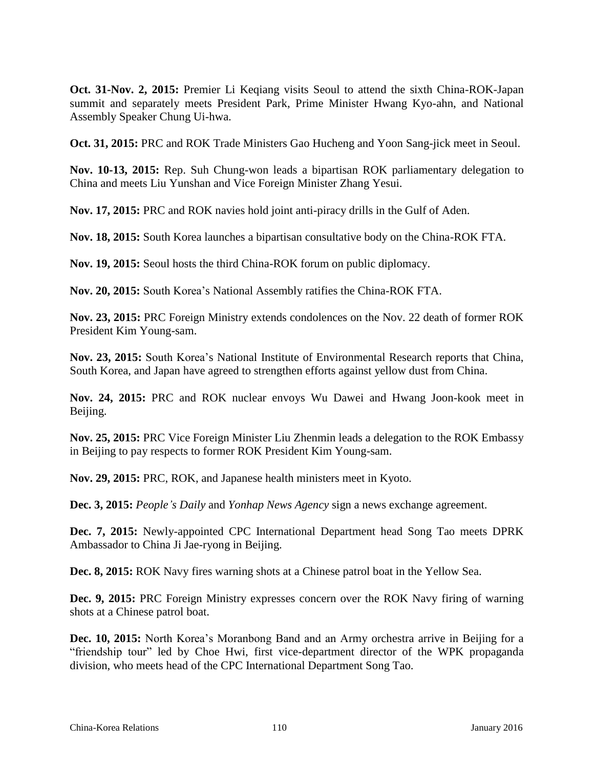**Oct. 31-Nov. 2, 2015:** Premier Li Keqiang visits Seoul to attend the sixth China-ROK-Japan summit and separately meets President Park, Prime Minister Hwang Kyo-ahn, and National Assembly Speaker Chung Ui-hwa.

**Oct. 31, 2015:** PRC and ROK Trade Ministers Gao Hucheng and Yoon Sang-jick meet in Seoul.

**Nov. 10-13, 2015:** Rep. Suh Chung-won leads a bipartisan ROK parliamentary delegation to China and meets Liu Yunshan and Vice Foreign Minister Zhang Yesui.

**Nov. 17, 2015:** PRC and ROK navies hold joint anti-piracy drills in the Gulf of Aden.

**Nov. 18, 2015:** South Korea launches a bipartisan consultative body on the China-ROK FTA.

**Nov. 19, 2015:** Seoul hosts the third China-ROK forum on public diplomacy.

**Nov. 20, 2015:** South Korea's National Assembly ratifies the China-ROK FTA.

**Nov. 23, 2015:** PRC Foreign Ministry extends condolences on the Nov. 22 death of former ROK President Kim Young-sam.

**Nov. 23, 2015:** South Korea's National Institute of Environmental Research reports that China, South Korea, and Japan have agreed to strengthen efforts against yellow dust from China.

**Nov. 24, 2015:** PRC and ROK nuclear envoys Wu Dawei and Hwang Joon-kook meet in Beijing.

**Nov. 25, 2015:** PRC Vice Foreign Minister Liu Zhenmin leads a delegation to the ROK Embassy in Beijing to pay respects to former ROK President Kim Young-sam.

**Nov. 29, 2015:** PRC, ROK, and Japanese health ministers meet in Kyoto.

**Dec. 3, 2015:** *People's Daily* and *Yonhap News Agency* sign a news exchange agreement.

**Dec. 7, 2015:** Newly-appointed CPC International Department head Song Tao meets DPRK Ambassador to China Ji Jae-ryong in Beijing.

**Dec. 8, 2015:** ROK Navy fires warning shots at a Chinese patrol boat in the Yellow Sea.

**Dec. 9, 2015:** PRC Foreign Ministry expresses concern over the ROK Navy firing of warning shots at a Chinese patrol boat.

**Dec. 10, 2015:** North Korea's Moranbong Band and an Army orchestra arrive in Beijing for a "friendship tour" led by Choe Hwi, first vice-department director of the WPK propaganda division, who meets head of the CPC International Department Song Tao.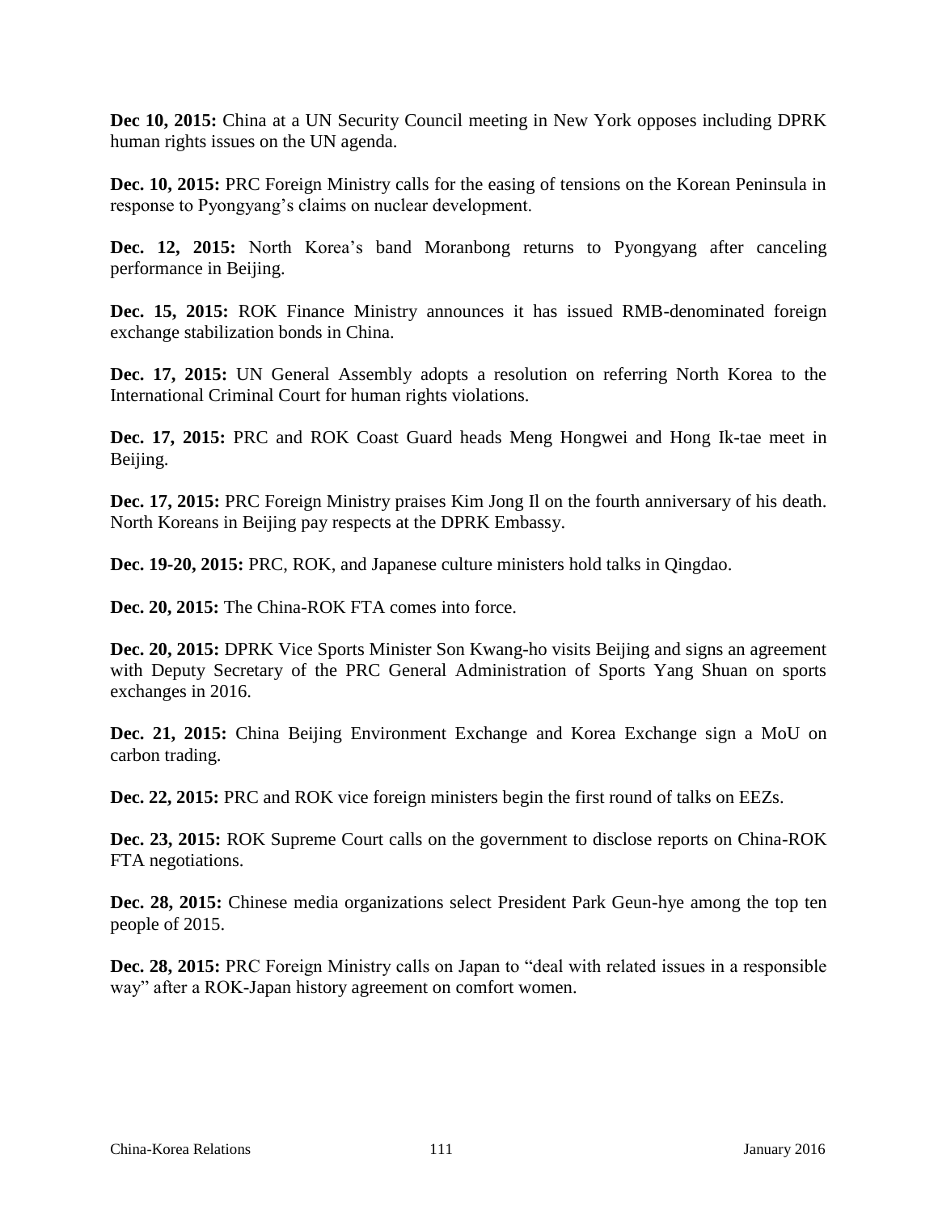**Dec 10, 2015:** China at a UN Security Council meeting in New York opposes including DPRK human rights issues on the UN agenda.

**Dec. 10, 2015:** PRC Foreign Ministry calls for the easing of tensions on the Korean Peninsula in response to Pyongyang's claims on nuclear development.

**Dec. 12, 2015:** North Korea's band Moranbong returns to Pyongyang after canceling performance in Beijing.

**Dec. 15, 2015:** ROK Finance Ministry announces it has issued RMB-denominated foreign exchange stabilization bonds in China.

**Dec. 17, 2015:** UN General Assembly adopts a resolution on referring North Korea to the International Criminal Court for human rights violations.

**Dec. 17, 2015:** PRC and ROK Coast Guard heads Meng Hongwei and Hong Ik-tae meet in Beijing.

**Dec. 17, 2015:** PRC Foreign Ministry praises Kim Jong Il on the fourth anniversary of his death. North Koreans in Beijing pay respects at the DPRK Embassy.

**Dec. 19-20, 2015:** PRC, ROK, and Japanese culture ministers hold talks in Qingdao.

**Dec. 20, 2015:** The China-ROK FTA comes into force.

**Dec. 20, 2015:** DPRK Vice Sports Minister Son Kwang-ho visits Beijing and signs an agreement with Deputy Secretary of the PRC General Administration of Sports Yang Shuan on sports exchanges in 2016.

**Dec. 21, 2015:** China Beijing Environment Exchange and Korea Exchange sign a MoU on carbon trading.

**Dec. 22, 2015:** PRC and ROK vice foreign ministers begin the first round of talks on EEZs.

**Dec. 23, 2015:** ROK Supreme Court calls on the government to disclose reports on China-ROK FTA negotiations.

**Dec. 28, 2015:** Chinese media organizations select President Park Geun-hye among the top ten people of 2015.

**Dec. 28, 2015:** PRC Foreign Ministry calls on Japan to "deal with related issues in a responsible way" after a ROK-Japan history agreement on comfort women.